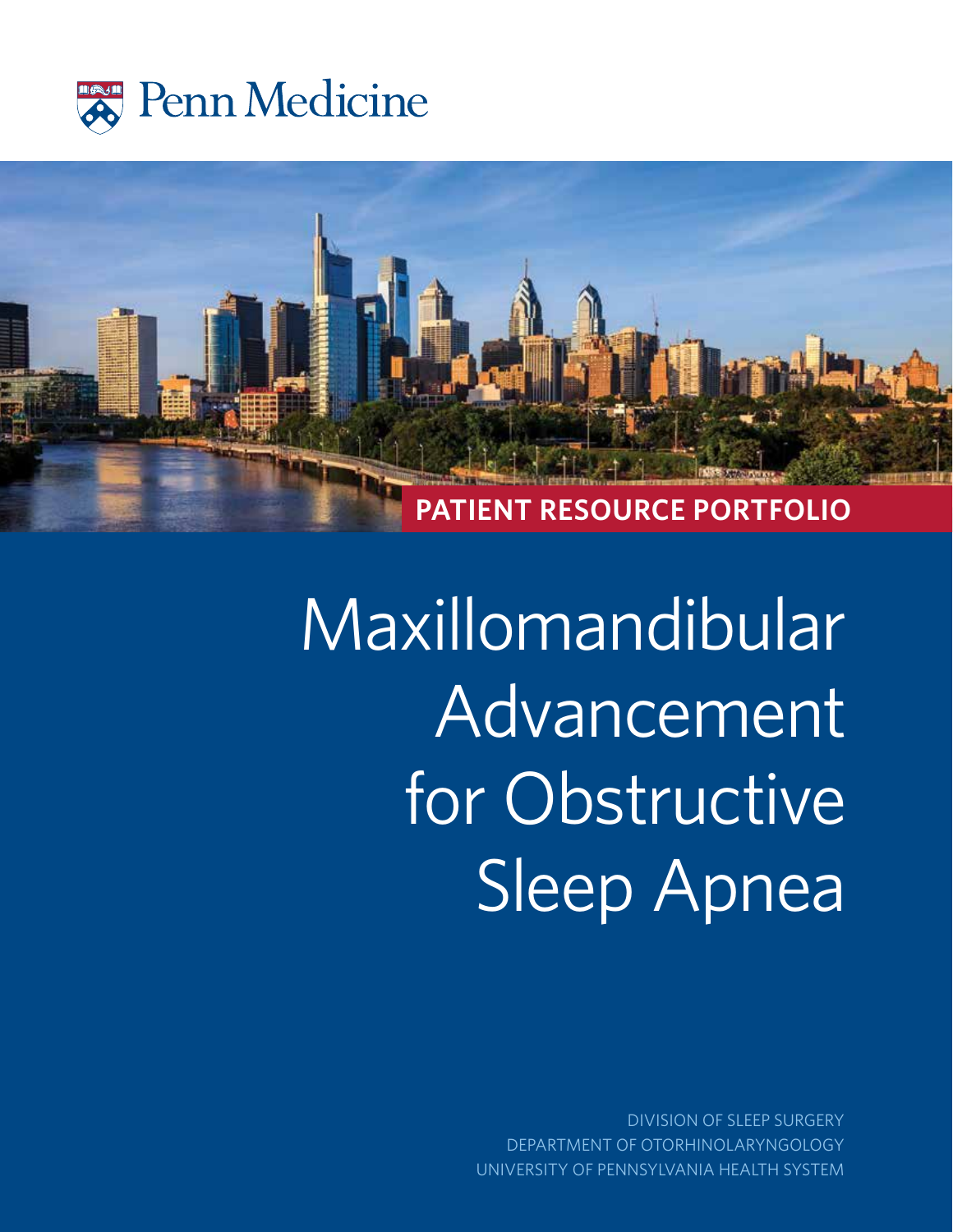Penn Medicine

**PATIENT RESOURCE PORTFOLIO**

# Maxillomandibular Advancement for Obstructive Sleep Apnea

DIVISION OF SLEEP SURGERY
DEPARTMENT OF OTORHINOLARYNGOLOGY
UNIVERSITY OF PENNSYLVANIA HEALTH SYSTEM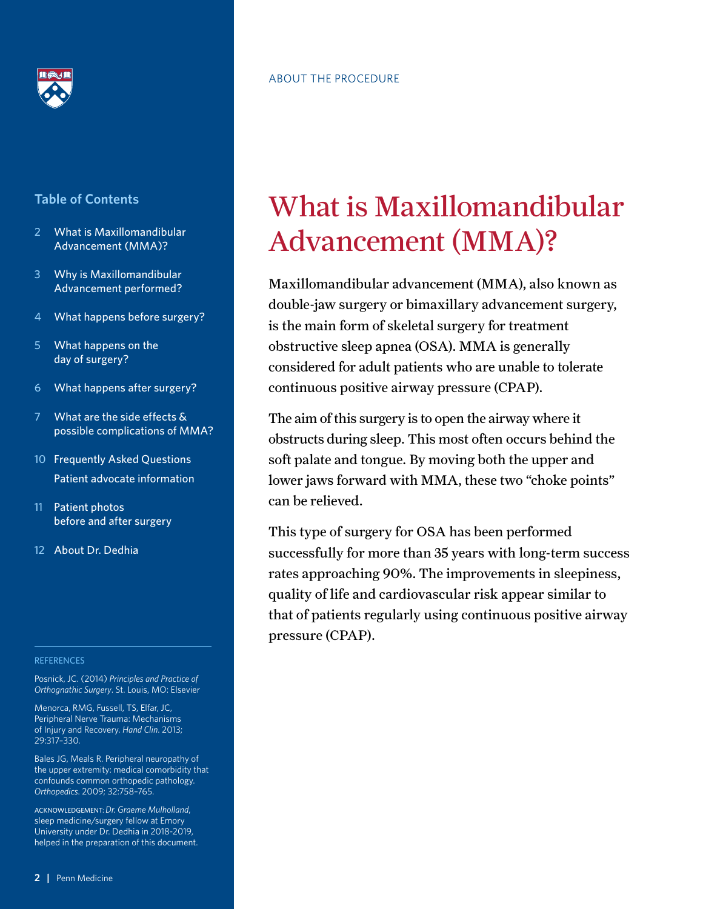## Table of Contents

- 2 What is Maxillomandibular Advancement (MMA)?
- 3 Why is Maxillomandibular Advancement performed?
- 4 What happens before surgery?
- 5 What happens on the day of surgery?
- 6 What happens after surgery?
- 7 What are the side effects & possible complications of MMA?
- 10 Frequently Asked Questions
  Patient advocate information
- 11 Patient photos before and after surgery
- 12 About Dr. Dedhia

REFERENCES

Posnick, JC. (2014) *Principles and Practice of Orthognathic Surgery*. St. Louis, MO: Elsevier

Menorca, RMG, Fussell, TS, Elfar, JC, Peripheral Nerve Trauma: Mechanisms of Injury and Recovery. *Hand Clin*. 2013; 29:317–330.

Bales JG, Meals R. Peripheral neuropathy of the upper extremity: medical comorbidity that confounds common orthopedic pathology. *Orthopedics*. 2009; 32:758-765.

ACKNOWLEDGEMENT: *Dr. Graeme Mulholland*, sleep medicine/surgery fellow at Emory University under Dr. Dedhia in 2018-2019, helped in the preparation of this document.

ABOUT THE PROCEDURE

# What is Maxillomandibular Advancement (MMA)?

Maxillomandibular advancement (MMA), also known as double-jaw surgery or bimaxillary advancement surgery, is the main form of skeletal surgery for treatment obstructive sleep apnea (OSA). MMA is generally considered for adult patients who are unable to tolerate continuous positive airway pressure (CPAP).

The aim of this surgery is to open the airway where it obstructs during sleep. This most often occurs behind the soft palate and tongue. By moving both the upper and lower jaws forward with MMA, these two "choke points" can be relieved.

This type of surgery for OSA has been performed successfully for more than 35 years with long-term success rates approaching 90%. The improvements in sleepiness, quality of life and cardiovascular risk appear similar to that of patients regularly using continuous positive airway pressure (CPAP).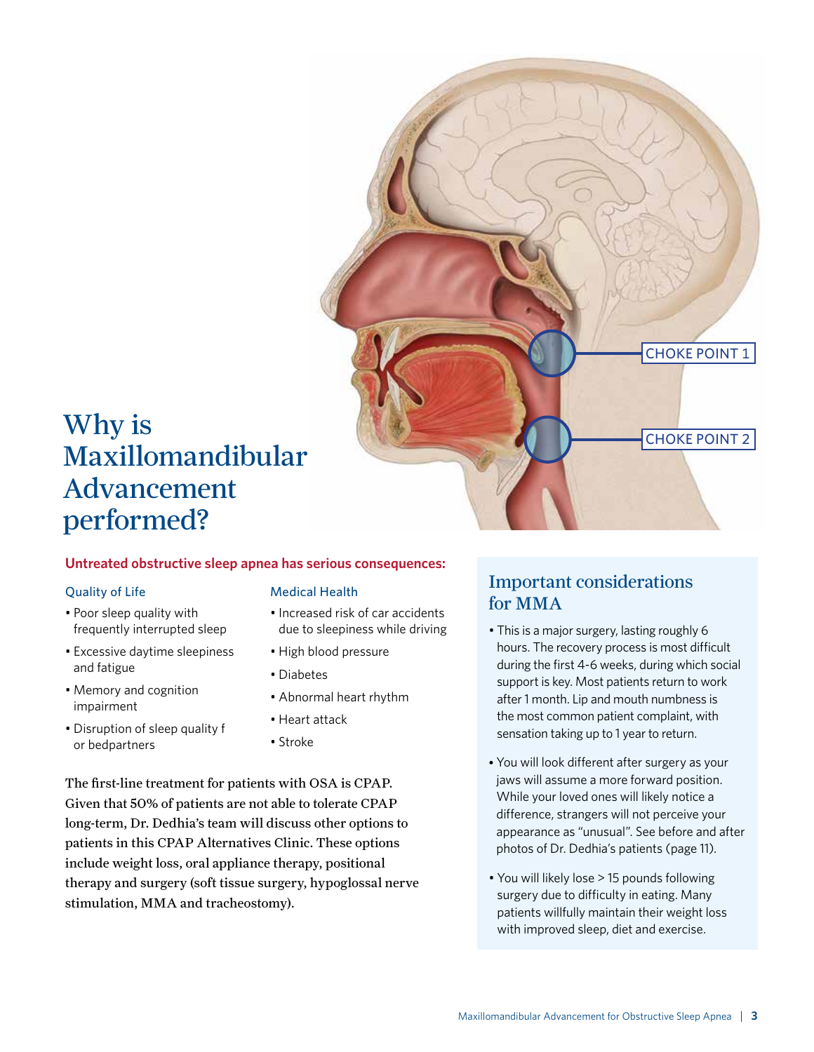CHOKE POINT 1

CHOKE POINT 2

# Why is Maxillomandibular Advancement performed?

**Untreated obstructive sleep apnea has serious consequences:**

### Quality of Life

- Poor sleep quality with frequently interrupted sleep
- Excessive daytime sleepiness and fatigue
- Memory and cognition impairment
- Disruption of sleep quality for bedpartners

### Medical Health

- Increased risk of car accidents due to sleepiness while driving
- High blood pressure
- Diabetes
- Abnormal heart rhythm
- Heart attack
- Stroke

The first-line treatment for patients with OSA is CPAP. Given that 50% of patients are not able to tolerate CPAP long-term, Dr. Dedhia's team will discuss other options to patients in this CPAP Alternatives Clinic. These options include weight loss, oral appliance therapy, positional therapy and surgery (soft tissue surgery, hypoglossal nerve stimulation, MMA and tracheostomy).

## Important considerations for MMA

- This is a major surgery, lasting roughly 6 hours. The recovery process is most difficult during the first 4-6 weeks, during which social support is key. Most patients return to work after 1 month. Lip and mouth numbness is the most common patient complaint, with sensation taking up to 1 year to return.
- You will look different after surgery as your jaws will assume a more forward position. While your loved ones will likely notice a difference, strangers will not perceive your appearance as "unusual". See before and after photos of Dr. Dedhia's patients (page 11).
- You will likely lose > 15 pounds following surgery due to difficulty in eating. Many patients willfully maintain their weight loss with improved sleep, diet and exercise.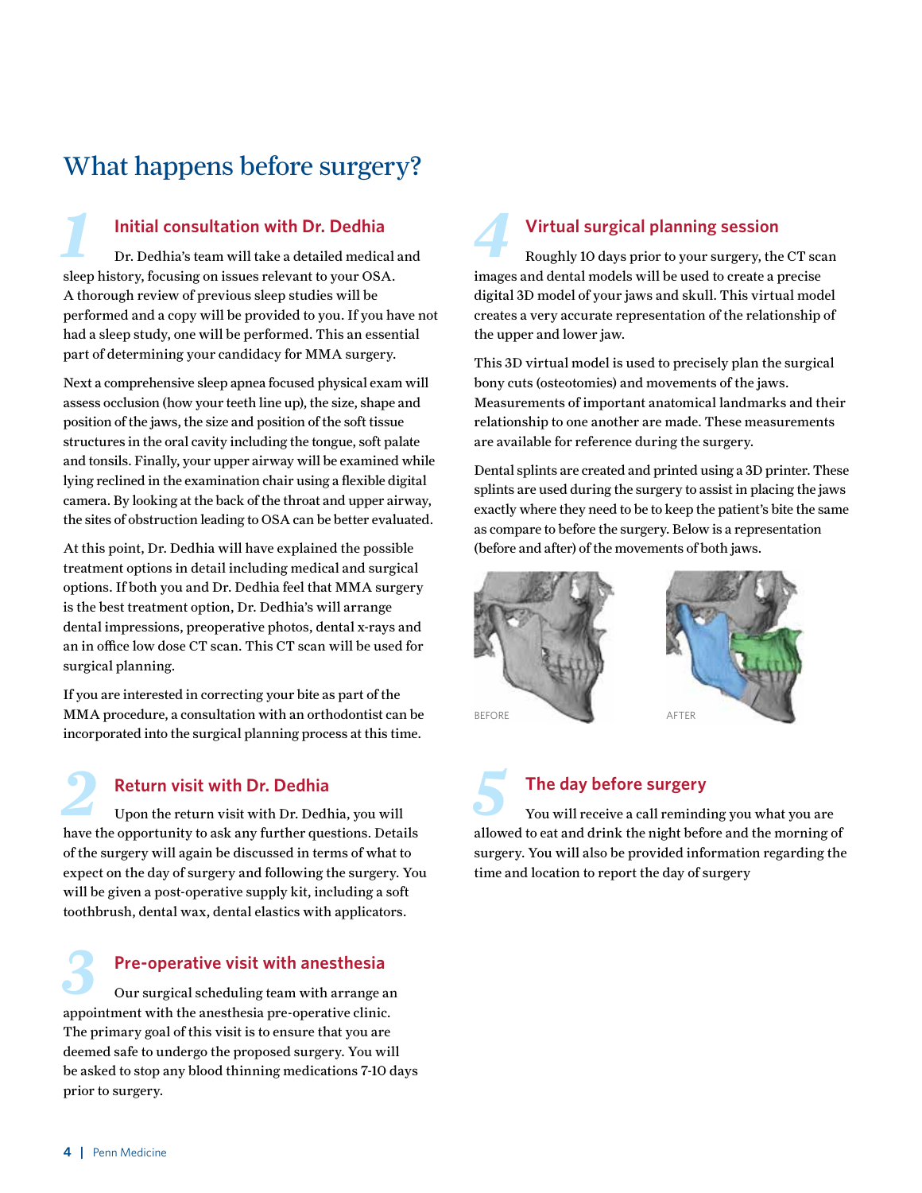# What happens before surgery?

## 1 Initial consultation with Dr. Dedhia

Dr. Dedhia's team will take a detailed medical and sleep history, focusing on issues relevant to your OSA. A thorough review of previous sleep studies will be performed and a copy will be provided to you. If you have not had a sleep study, one will be performed. This an essential part of determining your candidacy for MMA surgery.

Next a comprehensive sleep apnea focused physical exam will assess occlusion (how your teeth line up), the size, shape and position of the jaws, the size and position of the soft tissue structures in the oral cavity including the tongue, soft palate and tonsils. Finally, your upper airway will be examined while lying reclined in the examination chair using a flexible digital camera. By looking at the back of the throat and upper airway, the sites of obstruction leading to OSA can be better evaluated.

At this point, Dr. Dedhia will have explained the possible treatment options in detail including medical and surgical options. If both you and Dr. Dedhia feel that MMA surgery is the best treatment option, Dr. Dedhia's will arrange dental impressions, preoperative photos, dental x-rays and an in office low dose CT scan. This CT scan will be used for surgical planning.

If you are interested in correcting your bite as part of the MMA procedure, a consultation with an orthodontist can be incorporated into the surgical planning process at this time.

## 2 Return visit with Dr. Dedhia

Upon the return visit with Dr. Dedhia, you will have the opportunity to ask any further questions. Details of the surgery will again be discussed in terms of what to expect on the day of surgery and following the surgery. You will be given a post-operative supply kit, including a soft toothbrush, dental wax, dental elastics with applicators.

## 3 Pre-operative visit with anesthesia

Our surgical scheduling team with arrange an appointment with the anesthesia pre-operative clinic. The primary goal of this visit is to ensure that you are deemed safe to undergo the proposed surgery. You will be asked to stop any blood thinning medications 7-10 days prior to surgery.

## 4 Virtual surgical planning session

Roughly 10 days prior to your surgery, the CT scan images and dental models will be used to create a precise digital 3D model of your jaws and skull. This virtual model creates a very accurate representation of the relationship of the upper and lower jaw.

This 3D virtual model is used to precisely plan the surgical bony cuts (osteotomies) and movements of the jaws. Measurements of important anatomical landmarks and their relationship to one another are made. These measurements are available for reference during the surgery.

Dental splints are created and printed using a 3D printer. These splints are used during the surgery to assist in placing the jaws exactly where they need to be to keep the patient's bite the same as compare to before the surgery. Below is a representation (before and after) of the movements of both jaws.

BEFORE

AFTER

## 5 The day before surgery

You will receive a call reminding you what you are allowed to eat and drink the night before and the morning of surgery. You will also be provided information regarding the time and location to report the day of surgery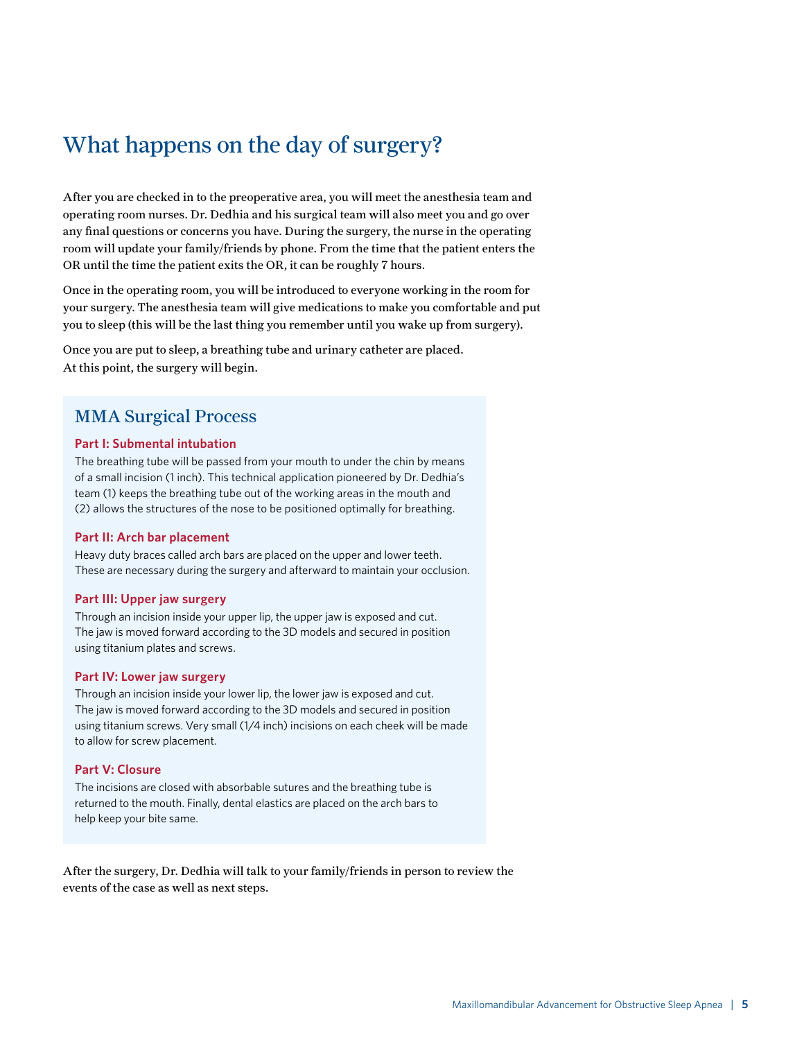# What happens on the day of surgery?

After you are checked in to the preoperative area, you will meet the anesthesia team and operating room nurses. Dr. Dedhia and his surgical team will also meet you and go over any final questions or concerns you have. During the surgery, the nurse in the operating room will update your family/friends by phone. From the time that the patient enters the OR until the time the patient exits the OR, it can be roughly 7 hours.

Once in the operating room, you will be introduced to everyone working in the room for your surgery. The anesthesia team will give medications to make you comfortable and put you to sleep (this will be the last thing you remember until you wake up from surgery).

Once you are put to sleep, a breathing tube and urinary catheter are placed. At this point, the surgery will begin.

## MMA Surgical Process

### Part I: Submental intubation

The breathing tube will be passed from your mouth to under the chin by means of a small incision (1 inch). This technical application pioneered by Dr. Dedhia's team (1) keeps the breathing tube out of the working areas in the mouth and (2) allows the structures of the nose to be positioned optimally for breathing.

### Part II: Arch bar placement

Heavy duty braces called arch bars are placed on the upper and lower teeth. These are necessary during the surgery and afterward to maintain your occlusion.

### Part III: Upper jaw surgery

Through an incision inside your upper lip, the upper jaw is exposed and cut. The jaw is moved forward according to the 3D models and secured in position using titanium plates and screws.

### Part IV: Lower jaw surgery

Through an incision inside your lower lip, the lower jaw is exposed and cut. The jaw is moved forward according to the 3D models and secured in position using titanium screws. Very small (1/4 inch) incisions on each cheek will be made to allow for screw placement.

### Part V: Closure

The incisions are closed with absorbable sutures and the breathing tube is returned to the mouth. Finally, dental elastics are placed on the arch bars to help keep your bite same.

After the surgery, Dr. Dedhia will talk to your family/friends in person to review the events of the case as well as next steps.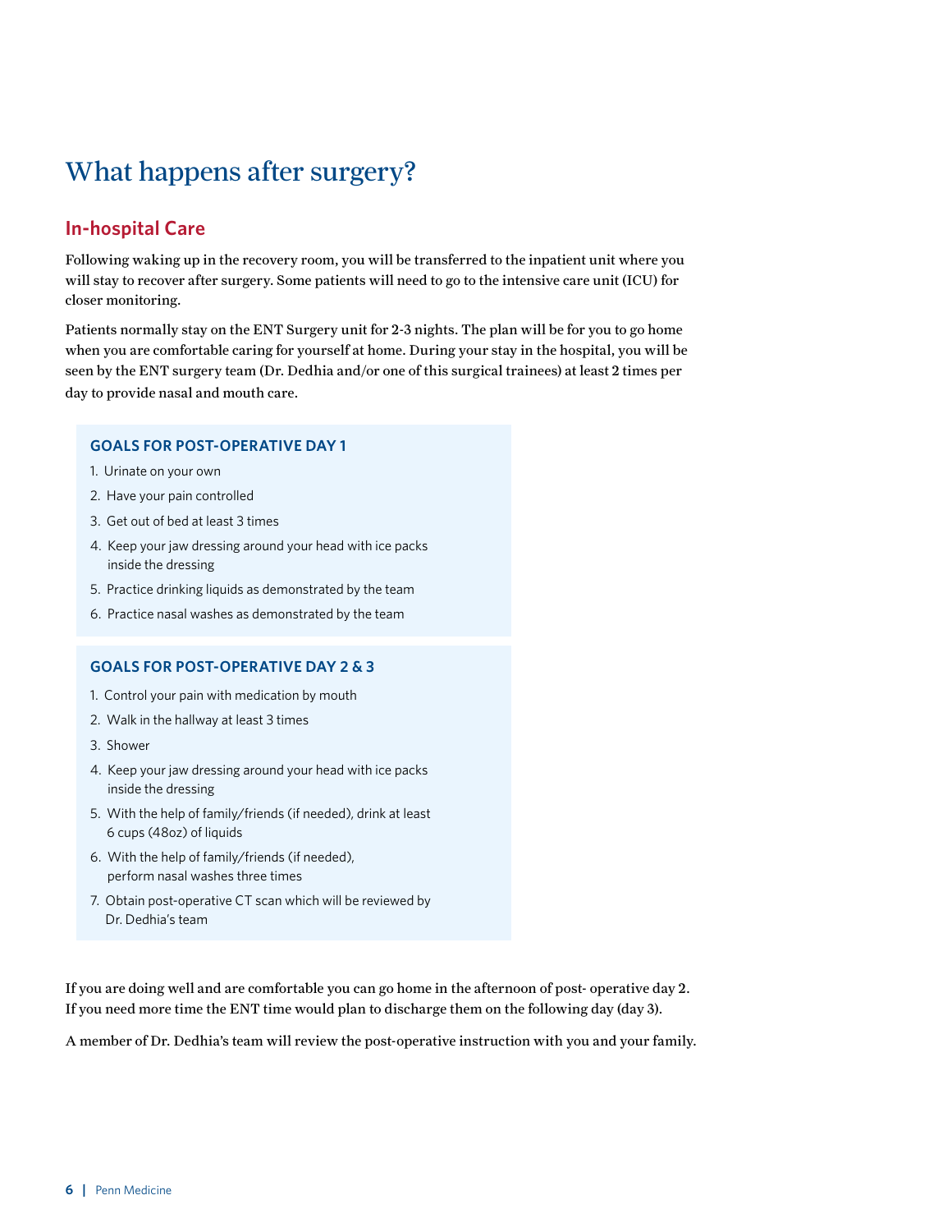# What happens after surgery?

## In-hospital Care

Following waking up in the recovery room, you will be transferred to the inpatient unit where you will stay to recover after surgery. Some patients will need to go to the intensive care unit (ICU) for closer monitoring.

Patients normally stay on the ENT Surgery unit for 2-3 nights. The plan will be for you to go home when you are comfortable caring for yourself at home. During your stay in the hospital, you will be seen by the ENT surgery team (Dr. Dedhia and/or one of this surgical trainees) at least 2 times per day to provide nasal and mouth care.

### GOALS FOR POST-OPERATIVE DAY 1

1. Urinate on your own
2. Have your pain controlled
3. Get out of bed at least 3 times
4. Keep your jaw dressing around your head with ice packs inside the dressing
5. Practice drinking liquids as demonstrated by the team
6. Practice nasal washes as demonstrated by the team

### GOALS FOR POST-OPERATIVE DAY 2 & 3

1. Control your pain with medication by mouth
2. Walk in the hallway at least 3 times
3. Shower
4. Keep your jaw dressing around your head with ice packs inside the dressing
5. With the help of family/friends (if needed), drink at least 6 cups (48oz) of liquids
6. With the help of family/friends (if needed), perform nasal washes three times
7. Obtain post-operative CT scan which will be reviewed by Dr. Dedhia's team

If you are doing well and are comfortable you can go home in the afternoon of post- operative day 2. If you need more time the ENT time would plan to discharge them on the following day (day 3).

A member of Dr. Dedhia's team will review the post-operative instruction with you and your family.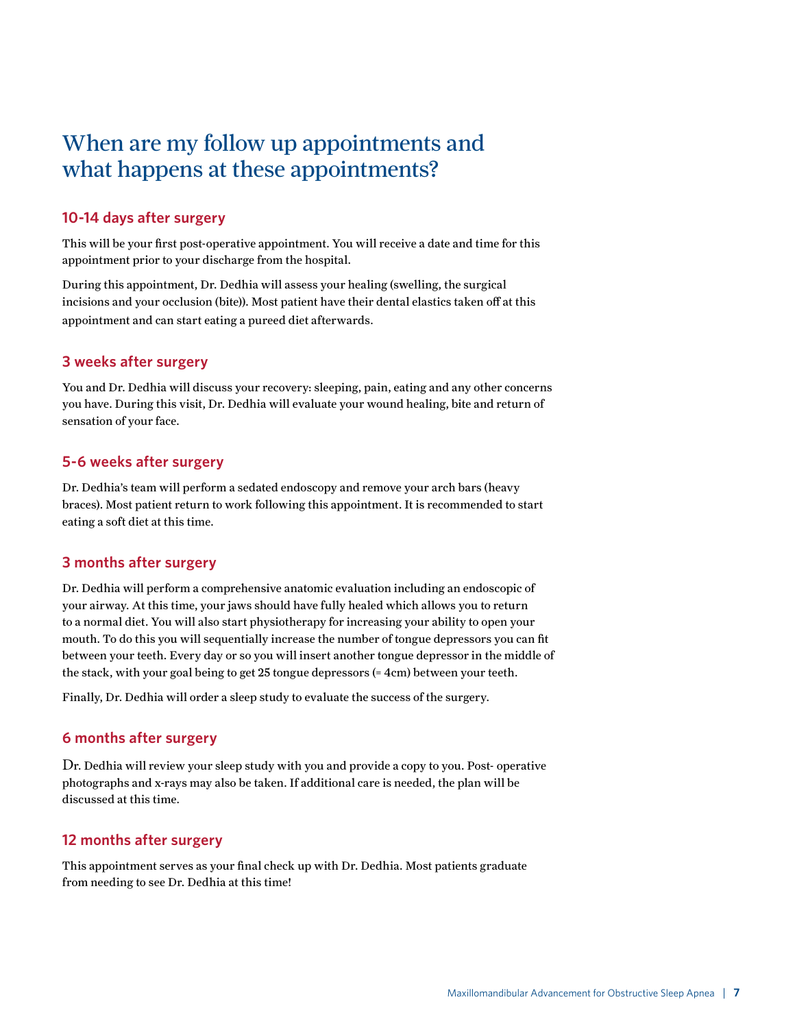# When are my follow up appointments and what happens at these appointments?

## 10-14 days after surgery

This will be your first post-operative appointment. You will receive a date and time for this appointment prior to your discharge from the hospital.

During this appointment, Dr. Dedhia will assess your healing (swelling, the surgical incisions and your occlusion (bite)). Most patient have their dental elastics taken off at this appointment and can start eating a pureed diet afterwards.

## 3 weeks after surgery

You and Dr. Dedhia will discuss your recovery: sleeping, pain, eating and any other concerns you have. During this visit, Dr. Dedhia will evaluate your wound healing, bite and return of sensation of your face.

## 5-6 weeks after surgery

Dr. Dedhia's team will perform a sedated endoscopy and remove your arch bars (heavy braces). Most patient return to work following this appointment. It is recommended to start eating a soft diet at this time.

## 3 months after surgery

Dr. Dedhia will perform a comprehensive anatomic evaluation including an endoscopic of your airway. At this time, your jaws should have fully healed which allows you to return to a normal diet. You will also start physiotherapy for increasing your ability to open your mouth. To do this you will sequentially increase the number of tongue depressors you can fit between your teeth. Every day or so you will insert another tongue depressor in the middle of the stack, with your goal being to get 25 tongue depressors (= 4cm) between your teeth.

Finally, Dr. Dedhia will order a sleep study to evaluate the success of the surgery.

## 6 months after surgery

Dr. Dedhia will review your sleep study with you and provide a copy to you. Post- operative photographs and x-rays may also be taken. If additional care is needed, the plan will be discussed at this time.

## 12 months after surgery

This appointment serves as your final check up with Dr. Dedhia. Most patients graduate from needing to see Dr. Dedhia at this time!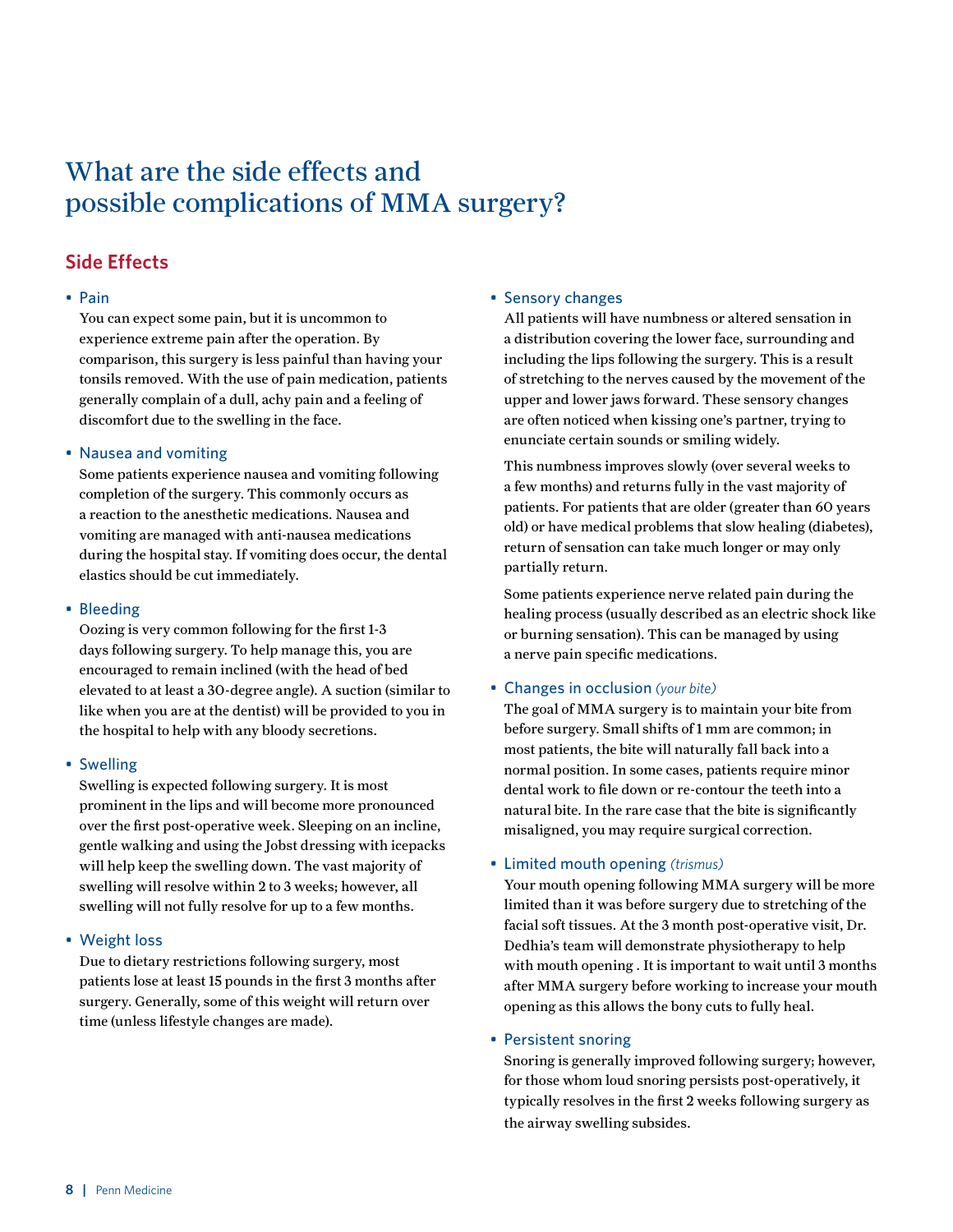# What are the side effects and possible complications of MMA surgery?

## Side Effects

- **Pain**

  You can expect some pain, but it is uncommon to experience extreme pain after the operation. By comparison, this surgery is less painful than having your tonsils removed. With the use of pain medication, patients generally complain of a dull, achy pain and a feeling of discomfort due to the swelling in the face.

- **Nausea and vomiting**

  Some patients experience nausea and vomiting following completion of the surgery. This commonly occurs as a reaction to the anesthetic medications. Nausea and vomiting are managed with anti-nausea medications during the hospital stay. If vomiting does occur, the dental elastics should be cut immediately.

- **Bleeding**

  Oozing is very common following for the first 1-3 days following surgery. To help manage this, you are encouraged to remain inclined (with the head of bed elevated to at least a 30-degree angle). A suction (similar to like when you are at the dentist) will be provided to you in the hospital to help with any bloody secretions.

- **Swelling**

  Swelling is expected following surgery. It is most prominent in the lips and will become more pronounced over the first post-operative week. Sleeping on an incline, gentle walking and using the Jobst dressing with icepacks will help keep the swelling down. The vast majority of swelling will resolve within 2 to 3 weeks; however, all swelling will not fully resolve for up to a few months.

- **Weight loss**

  Due to dietary restrictions following surgery, most patients lose at least 15 pounds in the first 3 months after surgery. Generally, some of this weight will return over time (unless lifestyle changes are made).

- **Sensory changes**

  All patients will have numbness or altered sensation in a distribution covering the lower face, surrounding and including the lips following the surgery. This is a result of stretching to the nerves caused by the movement of the upper and lower jaws forward. These sensory changes are often noticed when kissing one's partner, trying to enunciate certain sounds or smiling widely.

  This numbness improves slowly (over several weeks to a few months) and returns fully in the vast majority of patients. For patients that are older (greater than 60 years old) or have medical problems that slow healing (diabetes), return of sensation can take much longer or may only partially return.

  Some patients experience nerve related pain during the healing process (usually described as an electric shock like or burning sensation). This can be managed by using a nerve pain specific medications.

- **Changes in occlusion** *(your bite)*

  The goal of MMA surgery is to maintain your bite from before surgery. Small shifts of 1 mm are common; in most patients, the bite will naturally fall back into a normal position. In some cases, patients require minor dental work to file down or re-contour the teeth into a natural bite. In the rare case that the bite is significantly misaligned, you may require surgical correction.

- **Limited mouth opening** *(trismus)*

  Your mouth opening following MMA surgery will be more limited than it was before surgery due to stretching of the facial soft tissues. At the 3 month post-operative visit, Dr. Dedhia's team will demonstrate physiotherapy to help with mouth opening . It is important to wait until 3 months after MMA surgery before working to increase your mouth opening as this allows the bony cuts to fully heal.

- **Persistent snoring**

  Snoring is generally improved following surgery; however, for those whom loud snoring persists post-operatively, it typically resolves in the first 2 weeks following surgery as the airway swelling subsides.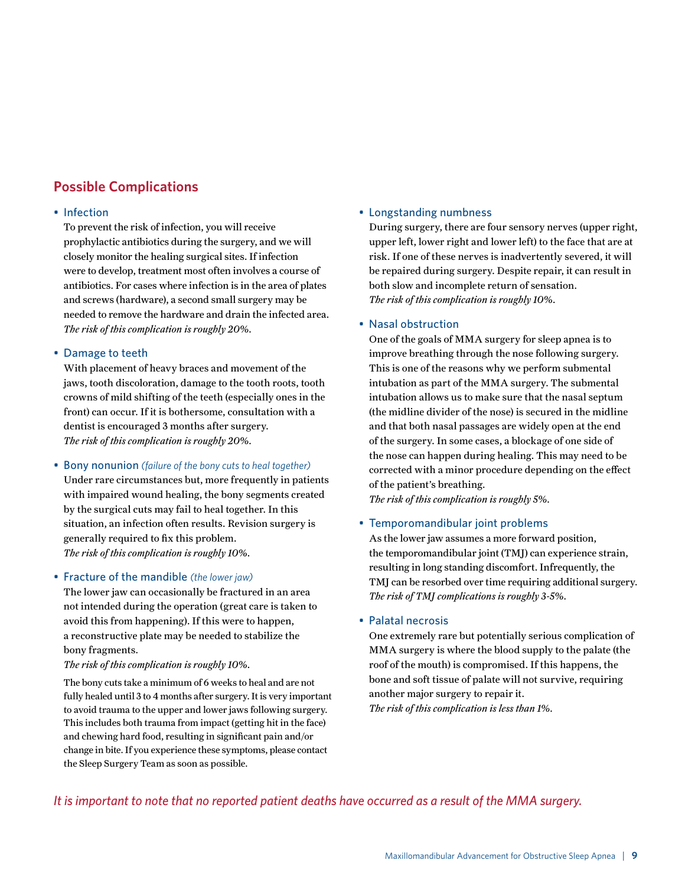## Possible Complications

- **Infection**

  To prevent the risk of infection, you will receive prophylactic antibiotics during the surgery, and we will closely monitor the healing surgical sites. If infection were to develop, treatment most often involves a course of antibiotics. For cases where infection is in the area of plates and screws (hardware), a second small surgery may be needed to remove the hardware and drain the infected area.
  *The risk of this complication is roughly 20%.*

- **Damage to teeth**

  With placement of heavy braces and movement of the jaws, tooth discoloration, damage to the tooth roots, tooth crowns of mild shifting of the teeth (especially ones in the front) can occur. If it is bothersome, consultation with a dentist is encouraged 3 months after surgery.
  *The risk of this complication is roughly 20%.*

- **Bony nonunion** *(failure of the bony cuts to heal together)*

  Under rare circumstances but, more frequently in patients with impaired wound healing, the bony segments created by the surgical cuts may fail to heal together. In this situation, an infection often results. Revision surgery is generally required to fix this problem.
  *The risk of this complication is roughly 10%.*

- **Fracture of the mandible** *(the lower jaw)*

  The lower jaw can occasionally be fractured in an area not intended during the operation (great care is taken to avoid this from happening). If this were to happen, a reconstructive plate may be needed to stabilize the bony fragments.
  *The risk of this complication is roughly 10%.*

  The bony cuts take a minimum of 6 weeks to heal and are not fully healed until 3 to 4 months after surgery. It is very important to avoid trauma to the upper and lower jaws following surgery. This includes both trauma from impact (getting hit in the face) and chewing hard food, resulting in significant pain and/or change in bite. If you experience these symptoms, please contact the Sleep Surgery Team as soon as possible.

- **Longstanding numbness**

  During surgery, there are four sensory nerves (upper right, upper left, lower right and lower left) to the face that are at risk. If one of these nerves is inadvertently severed, it will be repaired during surgery. Despite repair, it can result in both slow and incomplete return of sensation.
  *The risk of this complication is roughly 10%.*

- **Nasal obstruction**

  One of the goals of MMA surgery for sleep apnea is to improve breathing through the nose following surgery. This is one of the reasons why we perform submental intubation as part of the MMA surgery. The submental intubation allows us to make sure that the nasal septum (the midline divider of the nose) is secured in the midline and that both nasal passages are widely open at the end of the surgery. In some cases, a blockage of one side of the nose can happen during healing. This may need to be corrected with a minor procedure depending on the effect of the patient's breathing.
  *The risk of this complication is roughly 5%.*

- **Temporomandibular joint problems**

  As the lower jaw assumes a more forward position, the temporomandibular joint (TMJ) can experience strain, resulting in long standing discomfort. Infrequently, the TMJ can be resorbed over time requiring additional surgery.
  *The risk of TMJ complications is roughly 3-5%.*

- **Palatal necrosis**

  One extremely rare but potentially serious complication of MMA surgery is where the blood supply to the palate (the roof of the mouth) is compromised. If this happens, the bone and soft tissue of palate will not survive, requiring another major surgery to repair it.
  *The risk of this complication is less than 1%.*

*It is important to note that no reported patient deaths have occurred as a result of the MMA surgery.*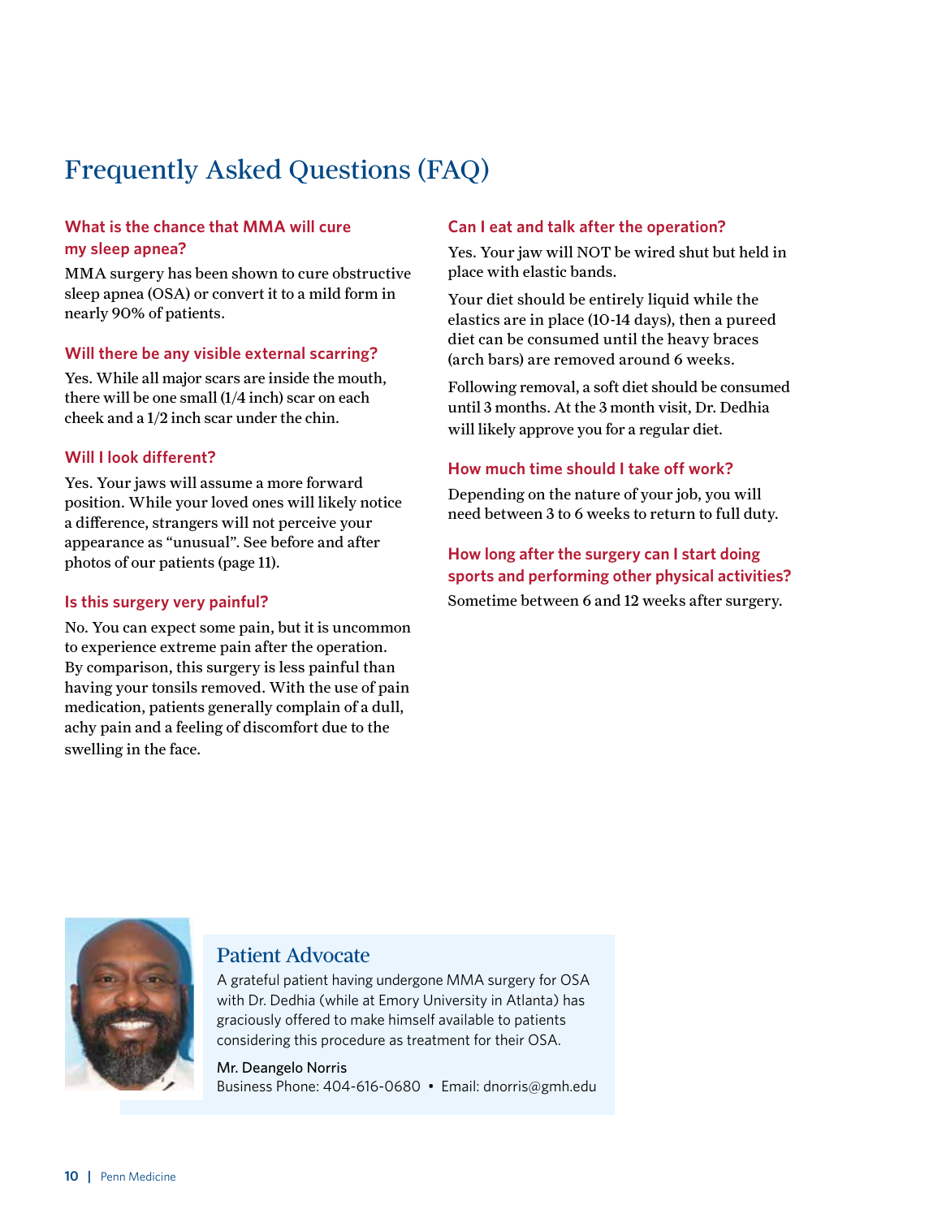# Frequently Asked Questions (FAQ)

### What is the chance that MMA will cure my sleep apnea?

MMA surgery has been shown to cure obstructive sleep apnea (OSA) or convert it to a mild form in nearly 90% of patients.

### Will there be any visible external scarring?

Yes. While all major scars are inside the mouth, there will be one small (1/4 inch) scar on each cheek and a 1/2 inch scar under the chin.

### Will I look different?

Yes. Your jaws will assume a more forward position. While your loved ones will likely notice a difference, strangers will not perceive your appearance as "unusual". See before and after photos of our patients (page 11).

### Is this surgery very painful?

No. You can expect some pain, but it is uncommon to experience extreme pain after the operation. By comparison, this surgery is less painful than having your tonsils removed. With the use of pain medication, patients generally complain of a dull, achy pain and a feeling of discomfort due to the swelling in the face.

### Can I eat and talk after the operation?

Yes. Your jaw will NOT be wired shut but held in place with elastic bands.

Your diet should be entirely liquid while the elastics are in place (10-14 days), then a pureed diet can be consumed until the heavy braces (arch bars) are removed around 6 weeks.

Following removal, a soft diet should be consumed until 3 months. At the 3 month visit, Dr. Dedhia will likely approve you for a regular diet.

### How much time should I take off work?

Depending on the nature of your job, you will need between 3 to 6 weeks to return to full duty.

### How long after the surgery can I start doing sports and performing other physical activities?

Sometime between 6 and 12 weeks after surgery.

## Patient Advocate

A grateful patient having undergone MMA surgery for OSA with Dr. Dedhia (while at Emory University in Atlanta) has graciously offered to make himself available to patients considering this procedure as treatment for their OSA.

Mr. Deangelo Norris
Business Phone: 404-616-0680 • Email: dnorris@gmh.edu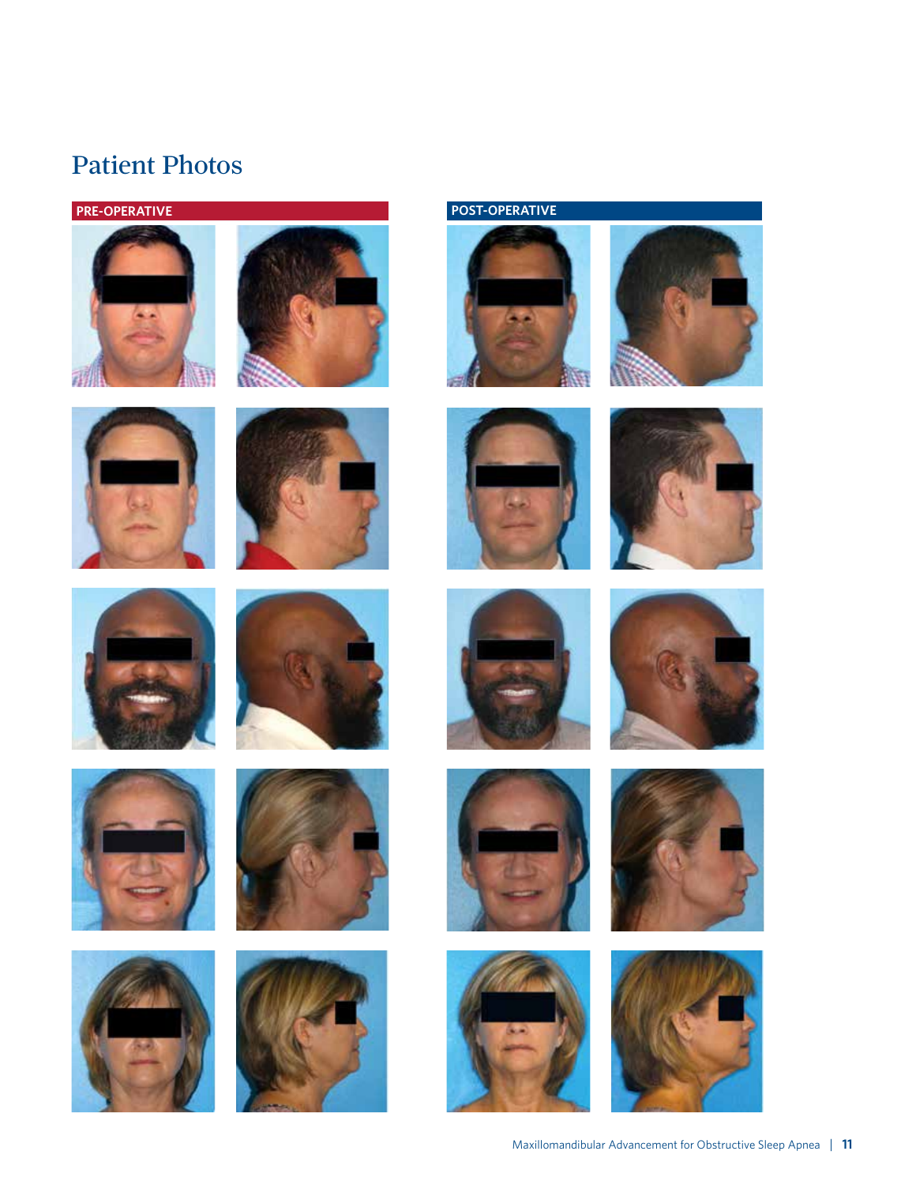# Patient Photos

**PRE-OPERATIVE**

**POST-OPERATIVE**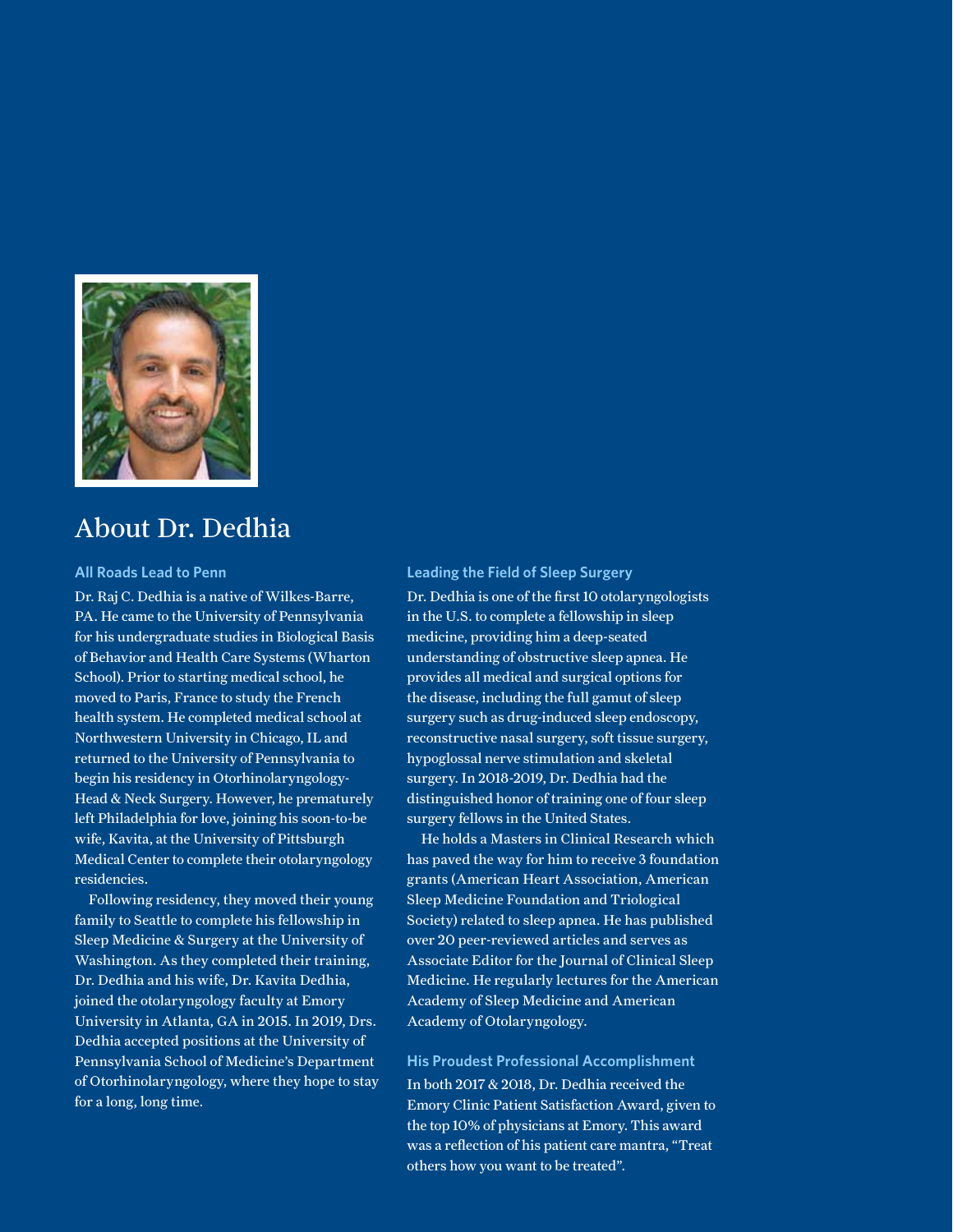# About Dr. Dedhia

### All Roads Lead to Penn

Dr. Raj C. Dedhia is a native of Wilkes-Barre, PA. He came to the University of Pennsylvania for his undergraduate studies in Biological Basis of Behavior and Health Care Systems (Wharton School). Prior to starting medical school, he moved to Paris, France to study the French health system. He completed medical school at Northwestern University in Chicago, IL and returned to the University of Pennsylvania to begin his residency in Otorhinolaryngology-Head & Neck Surgery. However, he prematurely left Philadelphia for love, joining his soon-to-be wife, Kavita, at the University of Pittsburgh Medical Center to complete their otolaryngology residencies.

Following residency, they moved their young family to Seattle to complete his fellowship in Sleep Medicine & Surgery at the University of Washington. As they completed their training, Dr. Dedhia and his wife, Dr. Kavita Dedhia, joined the otolaryngology faculty at Emory University in Atlanta, GA in 2015. In 2019, Drs. Dedhia accepted positions at the University of Pennsylvania School of Medicine's Department of Otorhinolaryngology, where they hope to stay for a long, long time.

### Leading the Field of Sleep Surgery

Dr. Dedhia is one of the first 10 otolaryngologists in the U.S. to complete a fellowship in sleep medicine, providing him a deep-seated understanding of obstructive sleep apnea. He provides all medical and surgical options for the disease, including the full gamut of sleep surgery such as drug-induced sleep endoscopy, reconstructive nasal surgery, soft tissue surgery, hypoglossal nerve stimulation and skeletal surgery. In 2018-2019, Dr. Dedhia had the distinguished honor of training one of four sleep surgery fellows in the United States.

He holds a Masters in Clinical Research which has paved the way for him to receive 3 foundation grants (American Heart Association, American Sleep Medicine Foundation and Triological Society) related to sleep apnea. He has published over 20 peer-reviewed articles and serves as Associate Editor for the Journal of Clinical Sleep Medicine. He regularly lectures for the American Academy of Sleep Medicine and American Academy of Otolaryngology.

### His Proudest Professional Accomplishment

In both 2017 & 2018, Dr. Dedhia received the Emory Clinic Patient Satisfaction Award, given to the top 10% of physicians at Emory. This award was a reflection of his patient care mantra, "Treat others how you want to be treated".